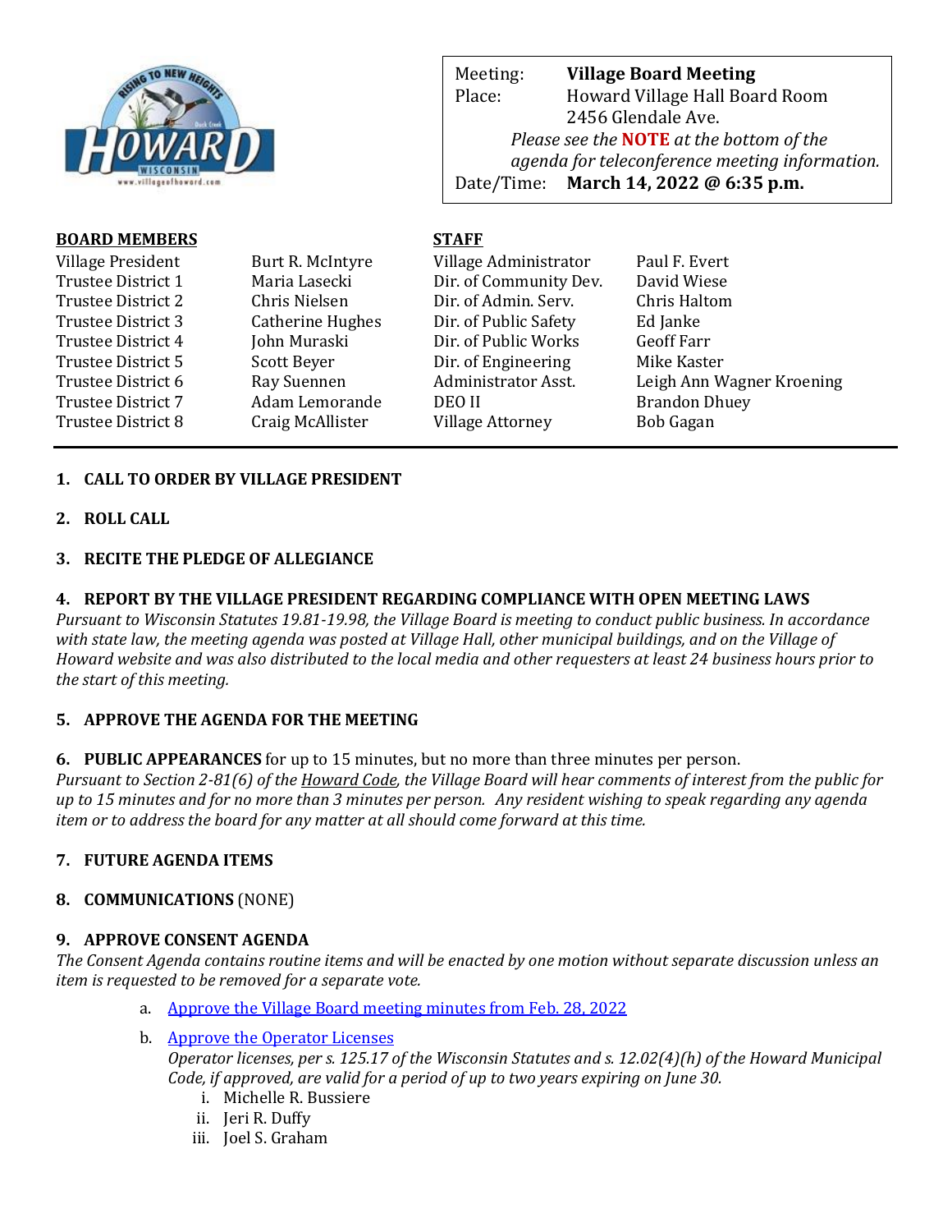| Meeting: | **Village Board Meeting** |
|---|---|
| Place: | Howard Village Hall Board Room<br>2456 Glendale Ave. |
| | *Please see the **NOTE** at the bottom of the agenda for teleconference meeting information.* |
| Date/Time: | **March 14, 2022 @ 6:35 p.m.** |

| **BOARD MEMBERS** | | **STAFF** | |
|---|---|---|---|
| Village President | Burt R. McIntyre | Village Administrator | Paul F. Evert |
| Trustee District 1 | Maria Lasecki | Dir. of Community Dev. | David Wiese |
| Trustee District 2 | Chris Nielsen | Dir. of Admin. Serv. | Chris Haltom |
| Trustee District 3 | Catherine Hughes | Dir. of Public Safety | Ed Janke |
| Trustee District 4 | John Muraski | Dir. of Public Works | Geoff Farr |
| Trustee District 5 | Scott Beyer | Dir. of Engineering | Mike Kaster |
| Trustee District 6 | Ray Suennen | Administrator Asst. | Leigh Ann Wagner Kroening |
| Trustee District 7 | Adam Lemorande | DEO II | Brandon Dhuey |
| Trustee District 8 | Craig McAllister | Village Attorney | Bob Gagan |

**1. CALL TO ORDER BY VILLAGE PRESIDENT**

**2. ROLL CALL**

**3. RECITE THE PLEDGE OF ALLEGIANCE**

**4. REPORT BY THE VILLAGE PRESIDENT REGARDING COMPLIANCE WITH OPEN MEETING LAWS**

*Pursuant to Wisconsin Statutes 19.81-19.98, the Village Board is meeting to conduct public business. In accordance with state law, the meeting agenda was posted at Village Hall, other municipal buildings, and on the Village of Howard website and was also distributed to the local media and other requesters at least 24 business hours prior to the start of this meeting.*

**5. APPROVE THE AGENDA FOR THE MEETING**

**6. PUBLIC APPEARANCES** for up to 15 minutes, but no more than three minutes per person.

*Pursuant to Section 2-81(6) of the Howard Code, the Village Board will hear comments of interest from the public for up to 15 minutes and for no more than 3 minutes per person. Any resident wishing to speak regarding any agenda item or to address the board for any matter at all should come forward at this time.*

**7. FUTURE AGENDA ITEMS**

**8. COMMUNICATIONS** (NONE)

**9. APPROVE CONSENT AGENDA**

*The Consent Agenda contains routine items and will be enacted by one motion without separate discussion unless an item is requested to be removed for a separate vote.*

a. Approve the Village Board meeting minutes from Feb. 28, 2022

b. Approve the Operator Licenses
*Operator licenses, per s. 125.17 of the Wisconsin Statutes and s. 12.02(4)(h) of the Howard Municipal Code, if approved, are valid for a period of up to two years expiring on June 30.*
   i. Michelle R. Bussiere
   ii. Jeri R. Duffy
   iii. Joel S. Graham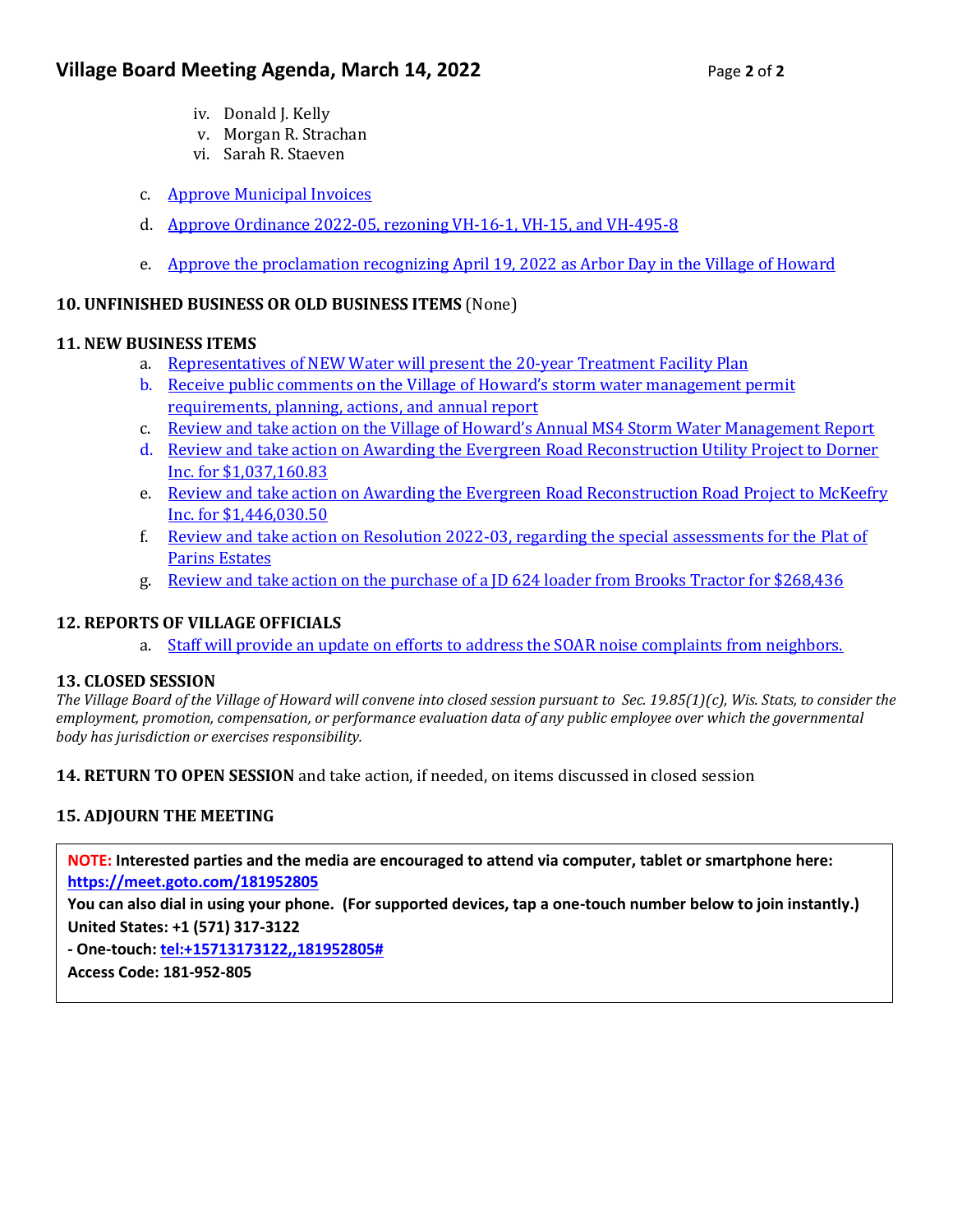iv. Donald J. Kelly
v. Morgan R. Strachan
vi. Sarah R. Staeven

c. Approve Municipal Invoices

d. Approve Ordinance 2022-05, rezoning VH-16-1, VH-15, and VH-495-8

e. Approve the proclamation recognizing April 19, 2022 as Arbor Day in the Village of Howard

**10. UNFINISHED BUSINESS OR OLD BUSINESS ITEMS** (None)

**11. NEW BUSINESS ITEMS**

a. Representatives of NEW Water will present the 20-year Treatment Facility Plan
b. Receive public comments on the Village of Howard's storm water management permit requirements, planning, actions, and annual report
c. Review and take action on the Village of Howard's Annual MS4 Storm Water Management Report
d. Review and take action on Awarding the Evergreen Road Reconstruction Utility Project to Dorner Inc. for $1,037,160.83
e. Review and take action on Awarding the Evergreen Road Reconstruction Road Project to McKeefry Inc. for $1,446,030.50
f. Review and take action on Resolution 2022-03, regarding the special assessments for the Plat of Parins Estates
g. Review and take action on the purchase of a JD 624 loader from Brooks Tractor for $268,436

**12. REPORTS OF VILLAGE OFFICIALS**

a. Staff will provide an update on efforts to address the SOAR noise complaints from neighbors.

**13. CLOSED SESSION**

*The Village Board of the Village of Howard will convene into closed session pursuant to Sec. 19.85(1)(c), Wis. Stats, to consider the employment, promotion, compensation, or performance evaluation data of any public employee over which the governmental body has jurisdiction or exercises responsibility.*

**14. RETURN TO OPEN SESSION** and take action, if needed, on items discussed in closed session

**15. ADJOURN THE MEETING**

**NOTE: Interested parties and the media are encouraged to attend via computer, tablet or smartphone here:**
**https://meet.goto.com/181952805**
**You can also dial in using your phone. (For supported devices, tap a one-touch number below to join instantly.)**
**United States: +1 (571) 317-3122**
**- One-touch: tel:+15713173122,,181952805#**
**Access Code: 181-952-805**